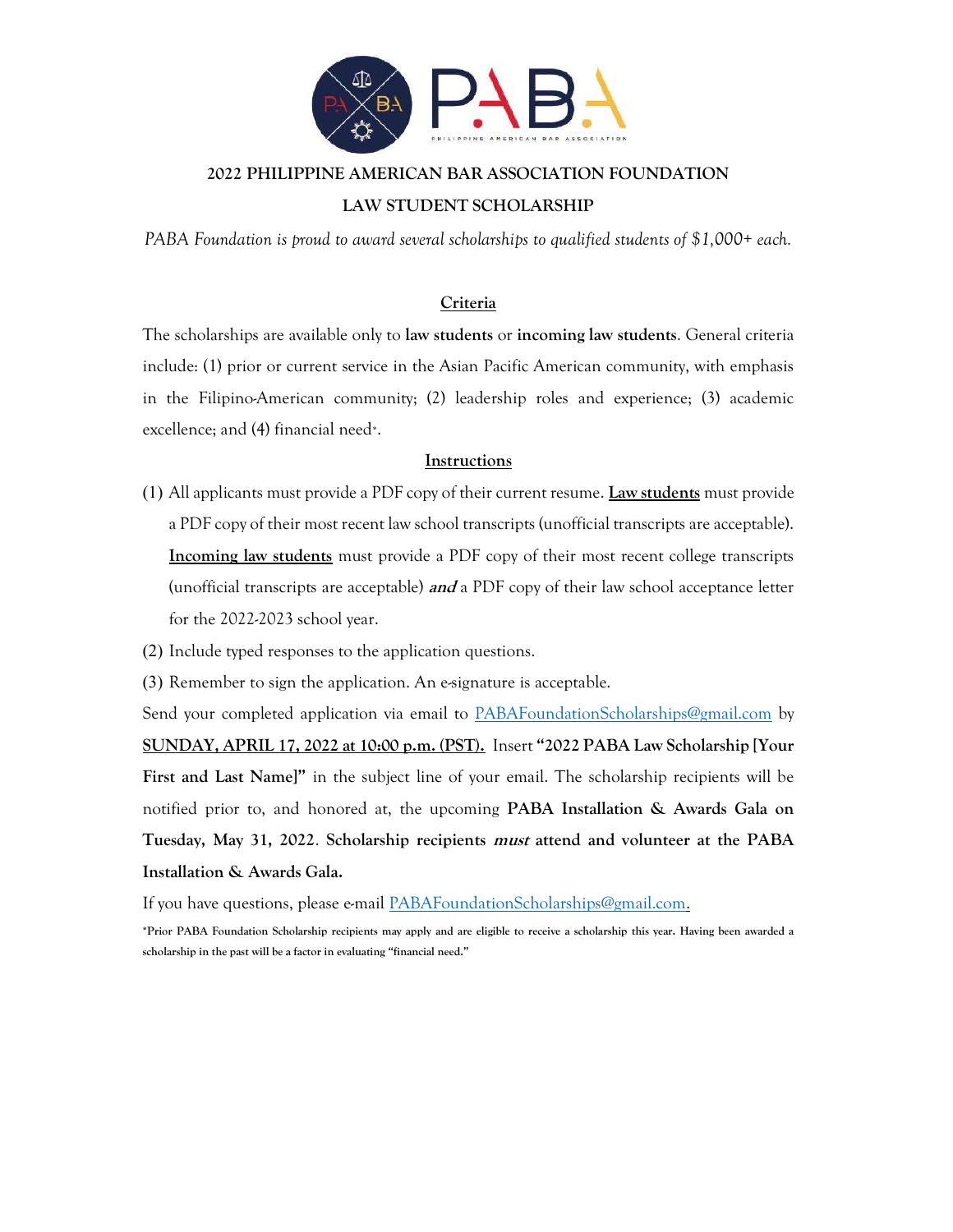# 2022 PHILIPPINE AMERICAN BAR ASSOCIATION FOUNDATION

# LAW STUDENT SCHOLARSHIP

*PABA Foundation is proud to award several scholarships to qualified students of $1,000+ each.*

## Criteria

The scholarships are available only to **law students** or **incoming law students**. General criteria include: (1) prior or current service in the Asian Pacific American community, with emphasis in the Filipino-American community; (2) leadership roles and experience; (3) academic excellence; and (4) financial need*.

## Instructions

(1) All applicants must provide a PDF copy of their current resume. **Law students** must provide a PDF copy of their most recent law school transcripts (unofficial transcripts are acceptable). **Incoming law students** must provide a PDF copy of their most recent college transcripts (unofficial transcripts are acceptable) ***and*** a PDF copy of their law school acceptance letter for the 2022-2023 school year.

(2) Include typed responses to the application questions.

(3) Remember to sign the application. An e-signature is acceptable.

Send your completed application via email to PABAFoundationScholarships@gmail.com by **SUNDAY, APRIL 17, 2022 at 10:00 p.m. (PST).** Insert **"2022 PABA Law Scholarship [Your First and Last Name]"** in the subject line of your email. The scholarship recipients will be notified prior to, and honored at, the upcoming **PABA Installation & Awards Gala on Tuesday, May 31, 2022**. **Scholarship recipients *must* attend and volunteer at the PABA Installation & Awards Gala.**

If you have questions, please e-mail PABAFoundationScholarships@gmail.com.

**\*Prior PABA Foundation Scholarship recipients may apply and are eligible to receive a scholarship this year. Having been awarded a scholarship in the past will be a factor in evaluating "financial need."**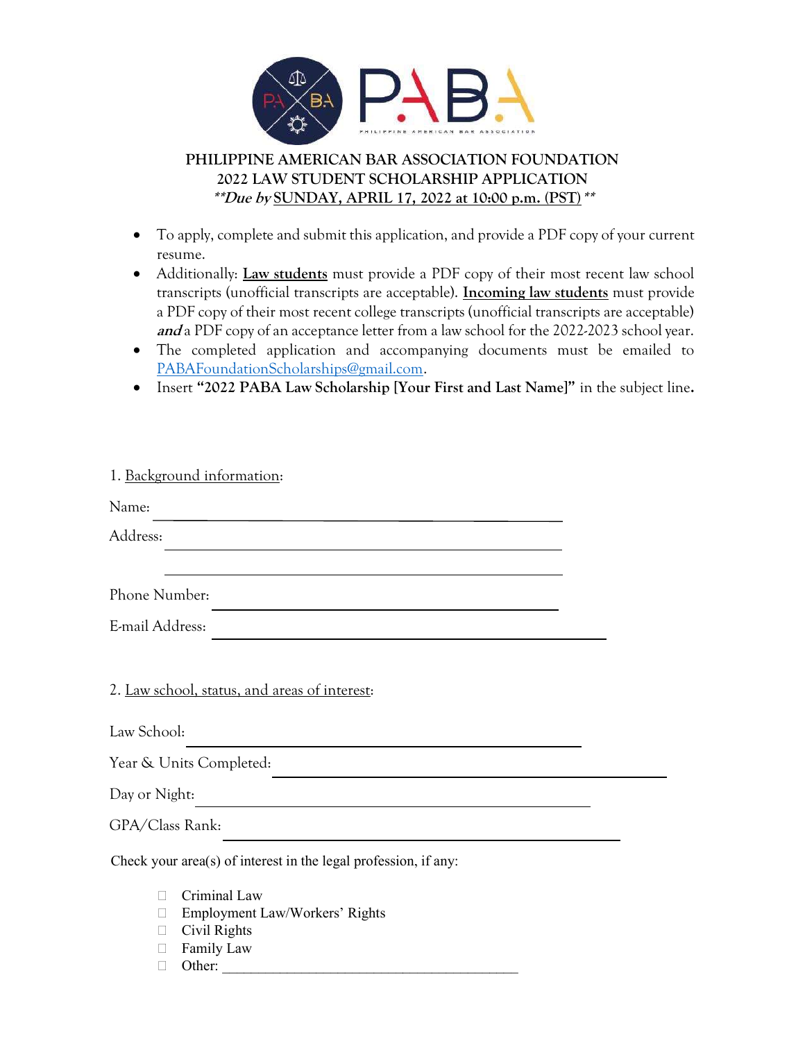**PHILIPPINE AMERICAN BAR ASSOCIATION FOUNDATION**
**2022 LAW STUDENT SCHOLARSHIP APPLICATION**
***\*\*Due by*** **SUNDAY, APRIL 17, 2022 at 10:00 p.m. (PST)** ***\*\****

- To apply, complete and submit this application, and provide a PDF copy of your current resume.
- Additionally: **Law students** must provide a PDF copy of their most recent law school transcripts (unofficial transcripts are acceptable). **Incoming law students** must provide a PDF copy of their most recent college transcripts (unofficial transcripts are acceptable) ***and*** a PDF copy of an acceptance letter from a law school for the 2022-2023 school year.
- The completed application and accompanying documents must be emailed to PABAFoundationScholarships@gmail.com.
- Insert **"2022 PABA Law Scholarship [Your First and Last Name]"** in the subject line**.**

1. Background information:

Name: ______________________________

Address: ______________________________

______________________________

Phone Number: ______________________________

E-mail Address: ______________________________

2. Law school, status, and areas of interest:

Law School: ______________________________

Year & Units Completed: ______________________________

Day or Night: ______________________________

GPA/Class Rank: ______________________________

Check your area(s) of interest in the legal profession, if any:

- ☐ Criminal Law
- ☐ Employment Law/Workers' Rights
- ☐ Civil Rights
- ☐ Family Law
- ☐ Other: ______________________________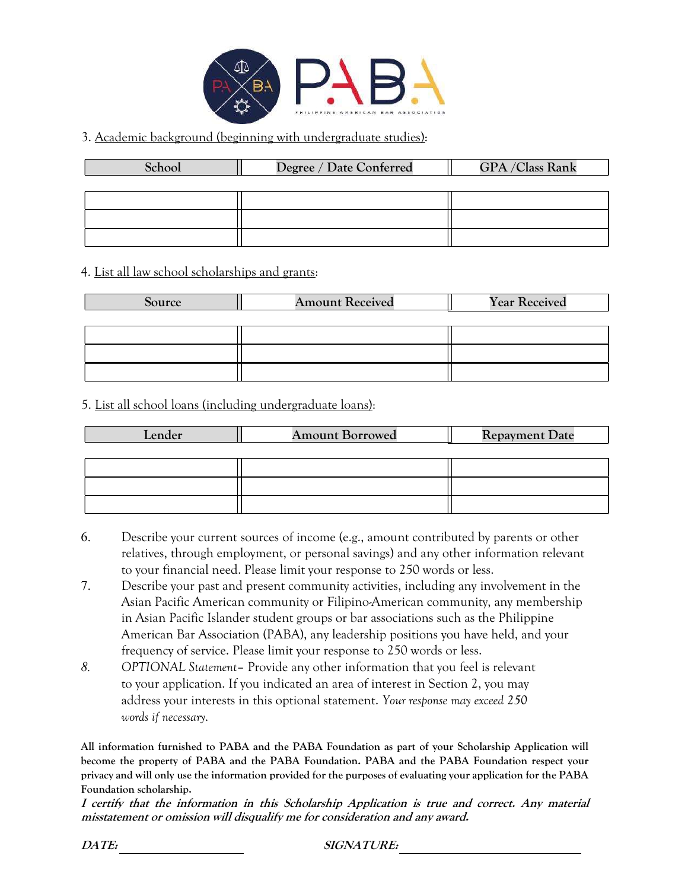3. Academic background (beginning with undergraduate studies):

| School | Degree / Date Conferred | GPA /Class Rank |
| --- | --- | --- |
| | | |
| | | |
| | | |

4. List all law school scholarships and grants:

| Source | Amount Received | Year Received |
| --- | --- | --- |
| | | |
| | | |
| | | |

5. List all school loans (including undergraduate loans):

| Lender | Amount Borrowed | Repayment Date |
| --- | --- | --- |
| | | |
| | | |
| | | |

6. Describe your current sources of income (e.g., amount contributed by parents or other relatives, through employment, or personal savings) and any other information relevant to your financial need. Please limit your response to 250 words or less.
7. Describe your past and present community activities, including any involvement in the Asian Pacific American community or Filipino-American community, any membership in Asian Pacific Islander student groups or bar associations such as the Philippine American Bar Association (PABA), any leadership positions you have held, and your frequency of service. Please limit your response to 250 words or less.
8. *OPTIONAL Statement*– Provide any other information that you feel is relevant to your application. If you indicated an area of interest in Section 2, you may address your interests in this optional statement. *Your response may exceed 250 words if necessary.*

**All information furnished to PABA and the PABA Foundation as part of your Scholarship Application will become the property of PABA and the PABA Foundation. PABA and the PABA Foundation respect your privacy and will only use the information provided for the purposes of evaluating your application for the PABA Foundation scholarship.**

***I certify that the information in this Scholarship Application is true and correct. Any material misstatement or omission will disqualify me for consideration and any award.***

***DATE:*** ____________________ ***SIGNATURE:*** ______________________________